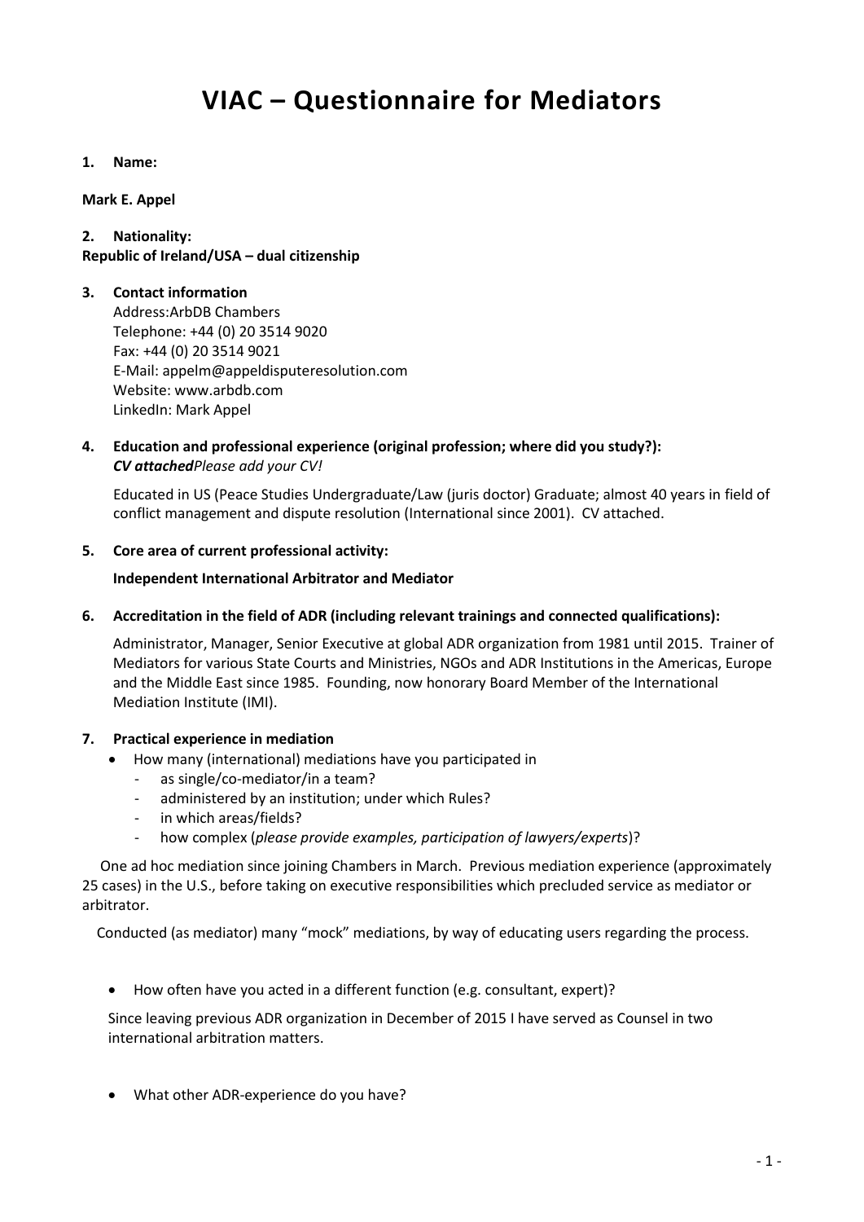# VIAC – Questionnaire for Mediators

**1. Name:**

**Mark E. Appel**

**2. Nationality:**
**Republic of Ireland/USA – dual citizenship**

**3. Contact information**
Address:ArbDB Chambers
Telephone: +44 (0) 20 3514 9020
Fax: +44 (0) 20 3514 9021
E-Mail: appelm@appeldisputeresolution.com
Website: www.arbdb.com
LinkedIn: Mark Appel

**4. Education and professional experience (original profession; where did you study?):**
***CV attached****Please add your CV!*

Educated in US (Peace Studies Undergraduate/Law (juris doctor) Graduate; almost 40 years in field of conflict management and dispute resolution (International since 2001). CV attached.

**5. Core area of current professional activity:**

**Independent International Arbitrator and Mediator**

**6. Accreditation in the field of ADR (including relevant trainings and connected qualifications):**

Administrator, Manager, Senior Executive at global ADR organization from 1981 until 2015. Trainer of Mediators for various State Courts and Ministries, NGOs and ADR Institutions in the Americas, Europe and the Middle East since 1985. Founding, now honorary Board Member of the International Mediation Institute (IMI).

**7. Practical experience in mediation**

- How many (international) mediations have you participated in
  - as single/co-mediator/in a team?
  - administered by an institution; under which Rules?
  - in which areas/fields?
  - how complex (*please provide examples, participation of lawyers/experts*)?

One ad hoc mediation since joining Chambers in March. Previous mediation experience (approximately 25 cases) in the U.S., before taking on executive responsibilities which precluded service as mediator or arbitrator.

Conducted (as mediator) many "mock" mediations, by way of educating users regarding the process.

- How often have you acted in a different function (e.g. consultant, expert)?

Since leaving previous ADR organization in December of 2015 I have served as Counsel in two international arbitration matters.

- What other ADR-experience do you have?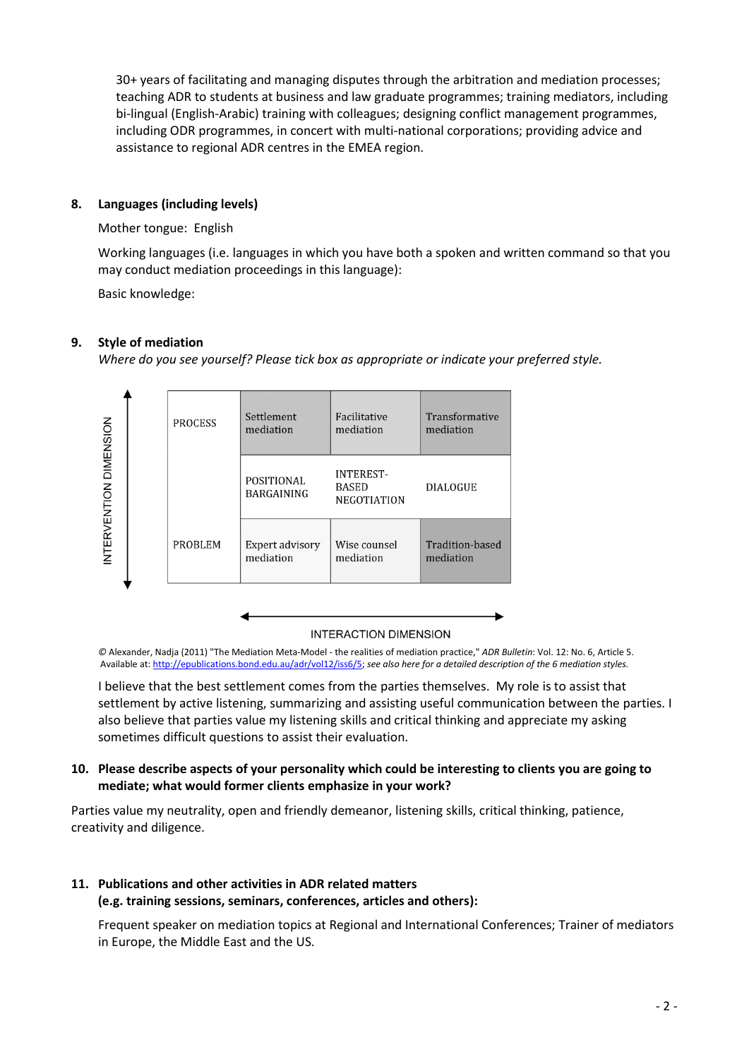30+ years of facilitating and managing disputes through the arbitration and mediation processes; teaching ADR to students at business and law graduate programmes; training mediators, including bi-lingual (English-Arabic) training with colleagues; designing conflict management programmes, including ODR programmes, in concert with multi-national corporations; providing advice and assistance to regional ADR centres in the EMEA region.

**8. Languages (including levels)**

Mother tongue: English

Working languages (i.e. languages in which you have both a spoken and written command so that you may conduct mediation proceedings in this language):

Basic knowledge:

**9. Style of mediation**

*Where do you see yourself? Please tick box as appropriate or indicate your preferred style.*

INTERVENTION DIMENSION (vertical axis)

| | | | |
|---|---|---|---|
| PROCESS | Settlement mediation | Facilitative mediation | Transformative mediation |
| | POSITIONAL BARGAINING | INTEREST-BASED NEGOTIATION | DIALOGUE |
| PROBLEM | Expert advisory mediation | Wise counsel mediation | Tradition-based mediation |

INTERACTION DIMENSION (horizontal axis)

© Alexander, Nadja (2011) "The Mediation Meta-Model - the realities of mediation practice," *ADR Bulletin*: Vol. 12: No. 6, Article 5. Available at: http://epublications.bond.edu.au/adr/vol12/iss6/5; *see also here for a detailed description of the 6 mediation styles.*

I believe that the best settlement comes from the parties themselves. My role is to assist that settlement by active listening, summarizing and assisting useful communication between the parties. I also believe that parties value my listening skills and critical thinking and appreciate my asking sometimes difficult questions to assist their evaluation.

**10. Please describe aspects of your personality which could be interesting to clients you are going to mediate; what would former clients emphasize in your work?**

Parties value my neutrality, open and friendly demeanor, listening skills, critical thinking, patience, creativity and diligence.

**11. Publications and other activities in ADR related matters (e.g. training sessions, seminars, conferences, articles and others):**

Frequent speaker on mediation topics at Regional and International Conferences; Trainer of mediators in Europe, the Middle East and the US.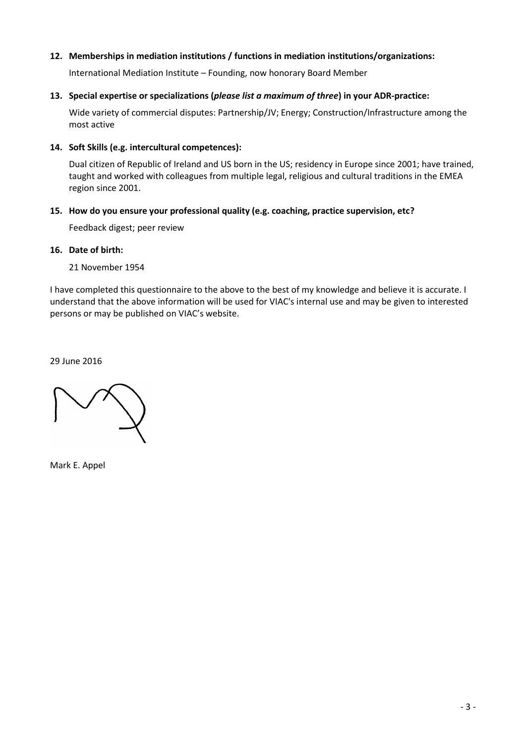**12. Memberships in mediation institutions / functions in mediation institutions/organizations:**

International Mediation Institute – Founding, now honorary Board Member

**13. Special expertise or specializations (*please list a maximum of three*) in your ADR-practice:**

Wide variety of commercial disputes: Partnership/JV; Energy; Construction/Infrastructure among the most active

**14. Soft Skills (e.g. intercultural competences):**

Dual citizen of Republic of Ireland and US born in the US; residency in Europe since 2001; have trained, taught and worked with colleagues from multiple legal, religious and cultural traditions in the EMEA region since 2001.

**15. How do you ensure your professional quality (e.g. coaching, practice supervision, etc?**

Feedback digest; peer review

**16. Date of birth:**

21 November 1954

I have completed this questionnaire to the above to the best of my knowledge and believe it is accurate. I understand that the above information will be used for VIAC's internal use and may be given to interested persons or may be published on VIAC's website.

29 June 2016

Mark E. Appel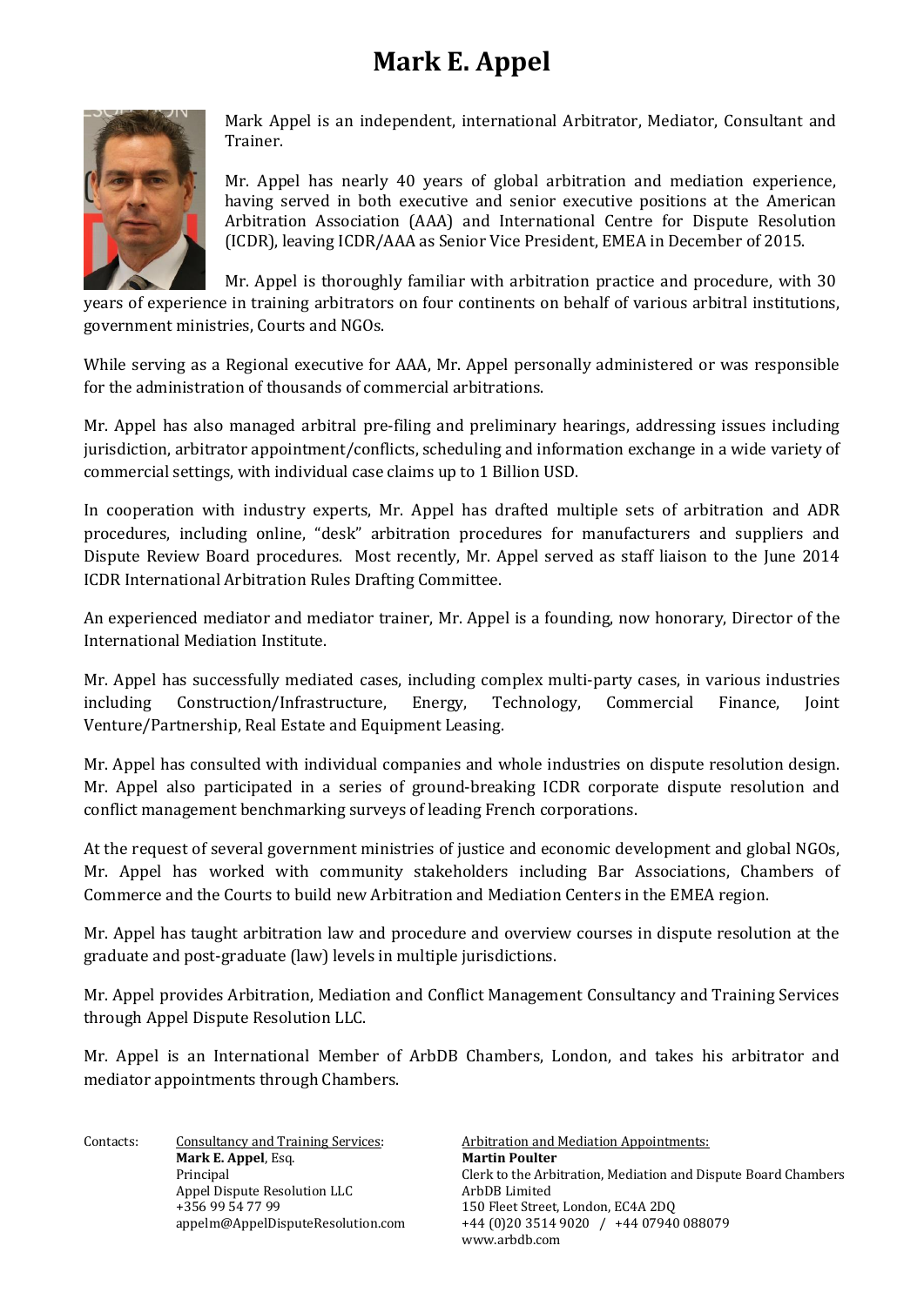# Mark E. Appel

Mark Appel is an independent, international Arbitrator, Mediator, Consultant and Trainer.

Mr. Appel has nearly 40 years of global arbitration and mediation experience, having served in both executive and senior executive positions at the American Arbitration Association (AAA) and International Centre for Dispute Resolution (ICDR), leaving ICDR/AAA as Senior Vice President, EMEA in December of 2015.

Mr. Appel is thoroughly familiar with arbitration practice and procedure, with 30 years of experience in training arbitrators on four continents on behalf of various arbitral institutions, government ministries, Courts and NGOs.

While serving as a Regional executive for AAA, Mr. Appel personally administered or was responsible for the administration of thousands of commercial arbitrations.

Mr. Appel has also managed arbitral pre-filing and preliminary hearings, addressing issues including jurisdiction, arbitrator appointment/conflicts, scheduling and information exchange in a wide variety of commercial settings, with individual case claims up to 1 Billion USD.

In cooperation with industry experts, Mr. Appel has drafted multiple sets of arbitration and ADR procedures, including online, "desk" arbitration procedures for manufacturers and suppliers and Dispute Review Board procedures. Most recently, Mr. Appel served as staff liaison to the June 2014 ICDR International Arbitration Rules Drafting Committee.

An experienced mediator and mediator trainer, Mr. Appel is a founding, now honorary, Director of the International Mediation Institute.

Mr. Appel has successfully mediated cases, including complex multi-party cases, in various industries including Construction/Infrastructure, Energy, Technology, Commercial Finance, Joint Venture/Partnership, Real Estate and Equipment Leasing.

Mr. Appel has consulted with individual companies and whole industries on dispute resolution design. Mr. Appel also participated in a series of ground-breaking ICDR corporate dispute resolution and conflict management benchmarking surveys of leading French corporations.

At the request of several government ministries of justice and economic development and global NGOs, Mr. Appel has worked with community stakeholders including Bar Associations, Chambers of Commerce and the Courts to build new Arbitration and Mediation Centers in the EMEA region.

Mr. Appel has taught arbitration law and procedure and overview courses in dispute resolution at the graduate and post-graduate (law) levels in multiple jurisdictions.

Mr. Appel provides Arbitration, Mediation and Conflict Management Consultancy and Training Services through Appel Dispute Resolution LLC.

Mr. Appel is an International Member of ArbDB Chambers, London, and takes his arbitrator and mediator appointments through Chambers.

Contacts:

Consultancy and Training Services:
**Mark E. Appel**, Esq.
Principal
Appel Dispute Resolution LLC
+356 99 54 77 99
appelm@AppelDisputeResolution.com

Arbitration and Mediation Appointments:
**Martin Poulter**
Clerk to the Arbitration, Mediation and Dispute Board Chambers
ArbDB Limited
150 Fleet Street, London, EC4A 2DQ
+44 (0)20 3514 9020 / +44 07940 088079
www.arbdb.com